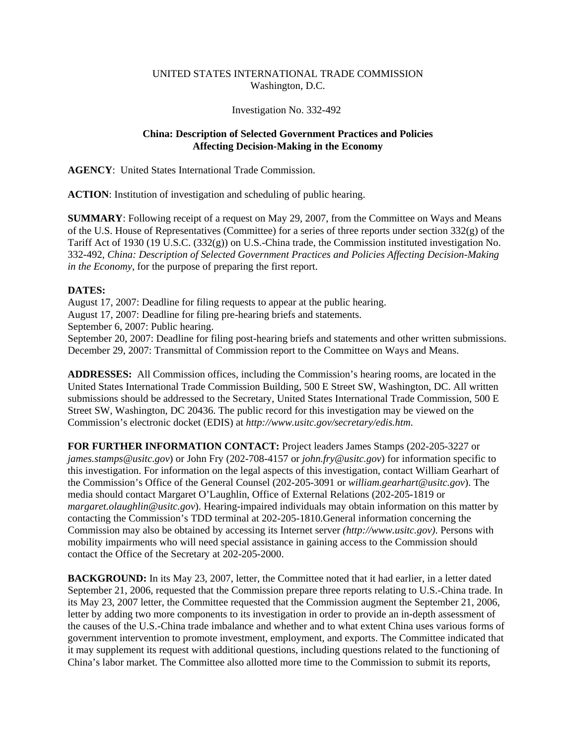UNITED STATES INTERNATIONAL TRADE COMMISSION
Washington, D.C.

Investigation No. 332-492

**China: Description of Selected Government Practices and Policies Affecting Decision-Making in the Economy**

**AGENCY**: United States International Trade Commission.

**ACTION**: Institution of investigation and scheduling of public hearing.

**SUMMARY**: Following receipt of a request on May 29, 2007, from the Committee on Ways and Means of the U.S. House of Representatives (Committee) for a series of three reports under section 332(g) of the Tariff Act of 1930 (19 U.S.C. (332(g)) on U.S.-China trade, the Commission instituted investigation No. 332-492, *China: Description of Selected Government Practices and Policies Affecting Decision-Making in the Economy*, for the purpose of preparing the first report.

**DATES:**
August 17, 2007: Deadline for filing requests to appear at the public hearing.
August 17, 2007: Deadline for filing pre-hearing briefs and statements.
September 6, 2007: Public hearing.
September 20, 2007: Deadline for filing post-hearing briefs and statements and other written submissions.
December 29, 2007: Transmittal of Commission report to the Committee on Ways and Means.

**ADDRESSES:** All Commission offices, including the Commission's hearing rooms, are located in the United States International Trade Commission Building, 500 E Street SW, Washington, DC. All written submissions should be addressed to the Secretary, United States International Trade Commission, 500 E Street SW, Washington, DC 20436. The public record for this investigation may be viewed on the Commission's electronic docket (EDIS) at *http://www.usitc.gov/secretary/edis.htm*.

**FOR FURTHER INFORMATION CONTACT:** Project leaders James Stamps (202-205-3227 or *james.stamps@usitc.gov*) or John Fry (202-708-4157 or *john.fry@usitc.gov*) for information specific to this investigation. For information on the legal aspects of this investigation, contact William Gearhart of the Commission's Office of the General Counsel (202-205-3091 or *william.gearhart@usitc.gov*). The media should contact Margaret O'Laughlin, Office of External Relations (202-205-1819 or *margaret.olaughlin@usitc.gov*). Hearing-impaired individuals may obtain information on this matter by contacting the Commission's TDD terminal at 202-205-1810.General information concerning the Commission may also be obtained by accessing its Internet server *(http://www.usitc.gov)*. Persons with mobility impairments who will need special assistance in gaining access to the Commission should contact the Office of the Secretary at 202-205-2000.

**BACKGROUND:** In its May 23, 2007, letter, the Committee noted that it had earlier, in a letter dated September 21, 2006, requested that the Commission prepare three reports relating to U.S.-China trade. In its May 23, 2007 letter, the Committee requested that the Commission augment the September 21, 2006, letter by adding two more components to its investigation in order to provide an in-depth assessment of the causes of the U.S.-China trade imbalance and whether and to what extent China uses various forms of government intervention to promote investment, employment, and exports. The Committee indicated that it may supplement its request with additional questions, including questions related to the functioning of China's labor market. The Committee also allotted more time to the Commission to submit its reports,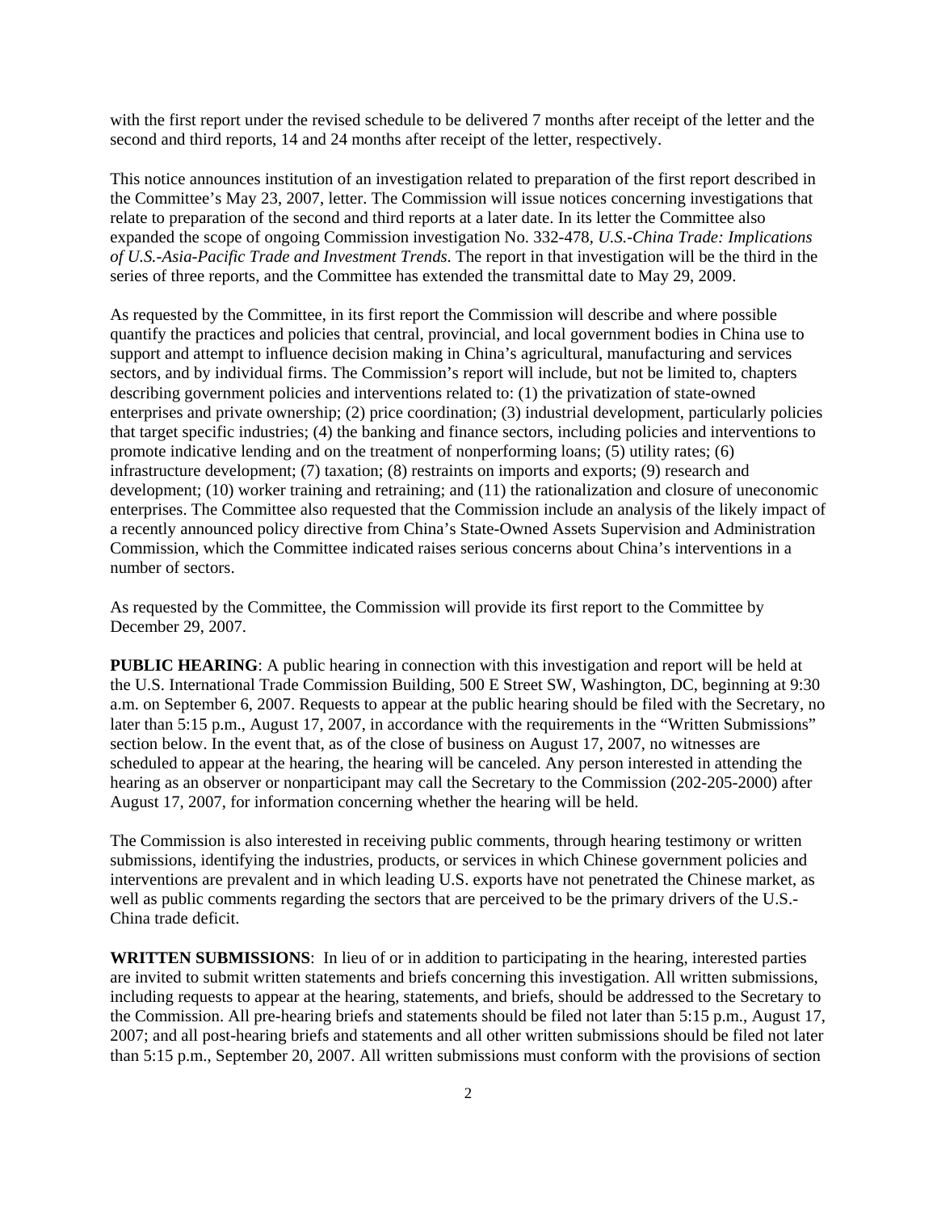with the first report under the revised schedule to be delivered 7 months after receipt of the letter and the second and third reports, 14 and 24 months after receipt of the letter, respectively.

This notice announces institution of an investigation related to preparation of the first report described in the Committee's May 23, 2007, letter. The Commission will issue notices concerning investigations that relate to preparation of the second and third reports at a later date. In its letter the Committee also expanded the scope of ongoing Commission investigation No. 332-478, *U.S.-China Trade: Implications of U.S.-Asia-Pacific Trade and Investment Trends*. The report in that investigation will be the third in the series of three reports, and the Committee has extended the transmittal date to May 29, 2009.

As requested by the Committee, in its first report the Commission will describe and where possible quantify the practices and policies that central, provincial, and local government bodies in China use to support and attempt to influence decision making in China's agricultural, manufacturing and services sectors, and by individual firms. The Commission's report will include, but not be limited to, chapters describing government policies and interventions related to: (1) the privatization of state-owned enterprises and private ownership; (2) price coordination; (3) industrial development, particularly policies that target specific industries; (4) the banking and finance sectors, including policies and interventions to promote indicative lending and on the treatment of nonperforming loans; (5) utility rates; (6) infrastructure development; (7) taxation; (8) restraints on imports and exports; (9) research and development; (10) worker training and retraining; and (11) the rationalization and closure of uneconomic enterprises. The Committee also requested that the Commission include an analysis of the likely impact of a recently announced policy directive from China's State-Owned Assets Supervision and Administration Commission, which the Committee indicated raises serious concerns about China's interventions in a number of sectors.

As requested by the Committee, the Commission will provide its first report to the Committee by December 29, 2007.

**PUBLIC HEARING**: A public hearing in connection with this investigation and report will be held at the U.S. International Trade Commission Building, 500 E Street SW, Washington, DC, beginning at 9:30 a.m. on September 6, 2007. Requests to appear at the public hearing should be filed with the Secretary, no later than 5:15 p.m., August 17, 2007, in accordance with the requirements in the "Written Submissions" section below. In the event that, as of the close of business on August 17, 2007, no witnesses are scheduled to appear at the hearing, the hearing will be canceled. Any person interested in attending the hearing as an observer or nonparticipant may call the Secretary to the Commission (202-205-2000) after August 17, 2007, for information concerning whether the hearing will be held.

The Commission is also interested in receiving public comments, through hearing testimony or written submissions, identifying the industries, products, or services in which Chinese government policies and interventions are prevalent and in which leading U.S. exports have not penetrated the Chinese market, as well as public comments regarding the sectors that are perceived to be the primary drivers of the U.S.-China trade deficit.

**WRITTEN SUBMISSIONS**: In lieu of or in addition to participating in the hearing, interested parties are invited to submit written statements and briefs concerning this investigation. All written submissions, including requests to appear at the hearing, statements, and briefs, should be addressed to the Secretary to the Commission. All pre-hearing briefs and statements should be filed not later than 5:15 p.m., August 17, 2007; and all post-hearing briefs and statements and all other written submissions should be filed not later than 5:15 p.m., September 20, 2007. All written submissions must conform with the provisions of section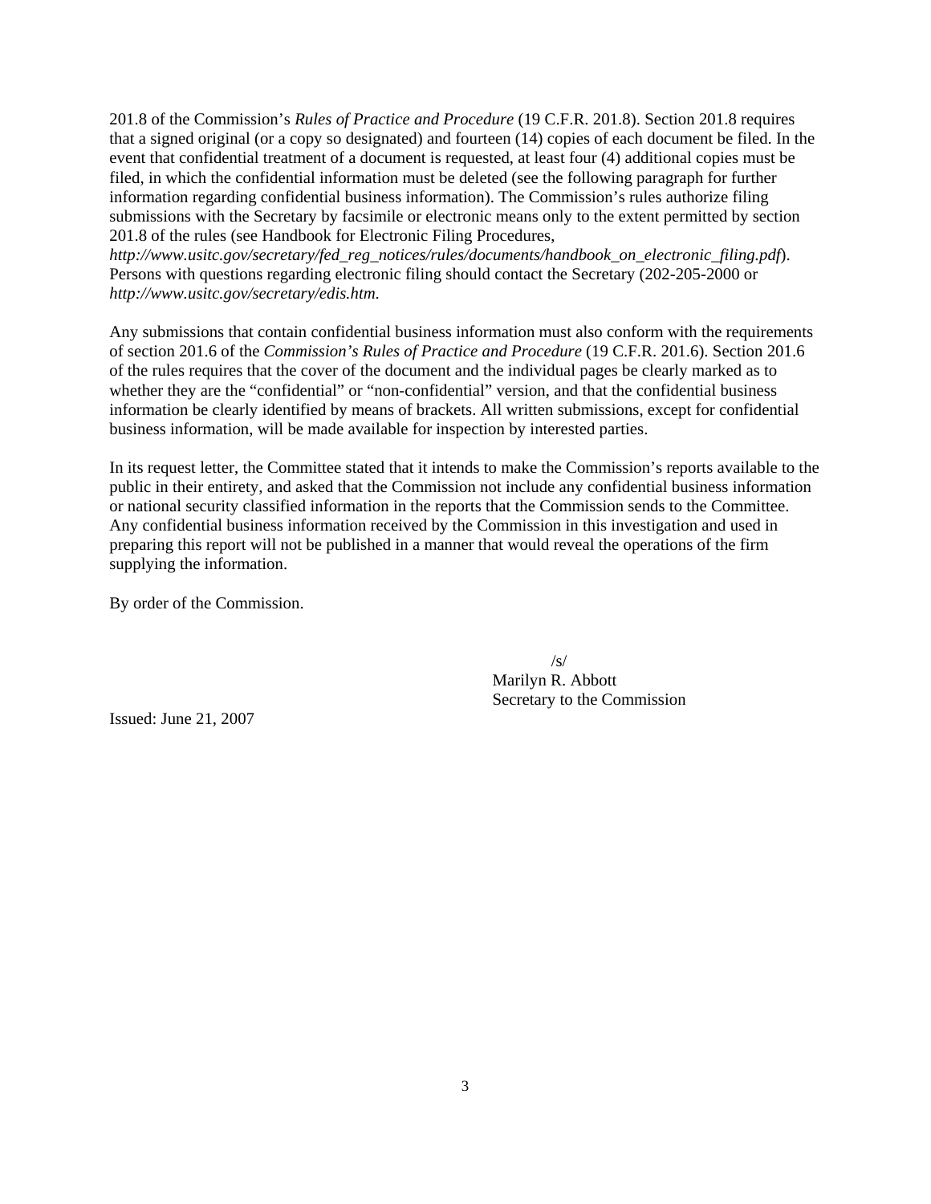201.8 of the Commission's *Rules of Practice and Procedure* (19 C.F.R. 201.8). Section 201.8 requires that a signed original (or a copy so designated) and fourteen (14) copies of each document be filed. In the event that confidential treatment of a document is requested, at least four (4) additional copies must be filed, in which the confidential information must be deleted (see the following paragraph for further information regarding confidential business information). The Commission's rules authorize filing submissions with the Secretary by facsimile or electronic means only to the extent permitted by section 201.8 of the rules (see Handbook for Electronic Filing Procedures, *http://www.usitc.gov/secretary/fed_reg_notices/rules/documents/handbook_on_electronic_filing.pdf*). Persons with questions regarding electronic filing should contact the Secretary (202-205-2000 or *http://www.usitc.gov/secretary/edis.htm*.

Any submissions that contain confidential business information must also conform with the requirements of section 201.6 of the *Commission's Rules of Practice and Procedure* (19 C.F.R. 201.6). Section 201.6 of the rules requires that the cover of the document and the individual pages be clearly marked as to whether they are the "confidential" or "non-confidential" version, and that the confidential business information be clearly identified by means of brackets. All written submissions, except for confidential business information, will be made available for inspection by interested parties.

In its request letter, the Committee stated that it intends to make the Commission's reports available to the public in their entirety, and asked that the Commission not include any confidential business information or national security classified information in the reports that the Commission sends to the Committee. Any confidential business information received by the Commission in this investigation and used in preparing this report will not be published in a manner that would reveal the operations of the firm supplying the information.

By order of the Commission.

/s/
Marilyn R. Abbott
Secretary to the Commission

Issued: June 21, 2007